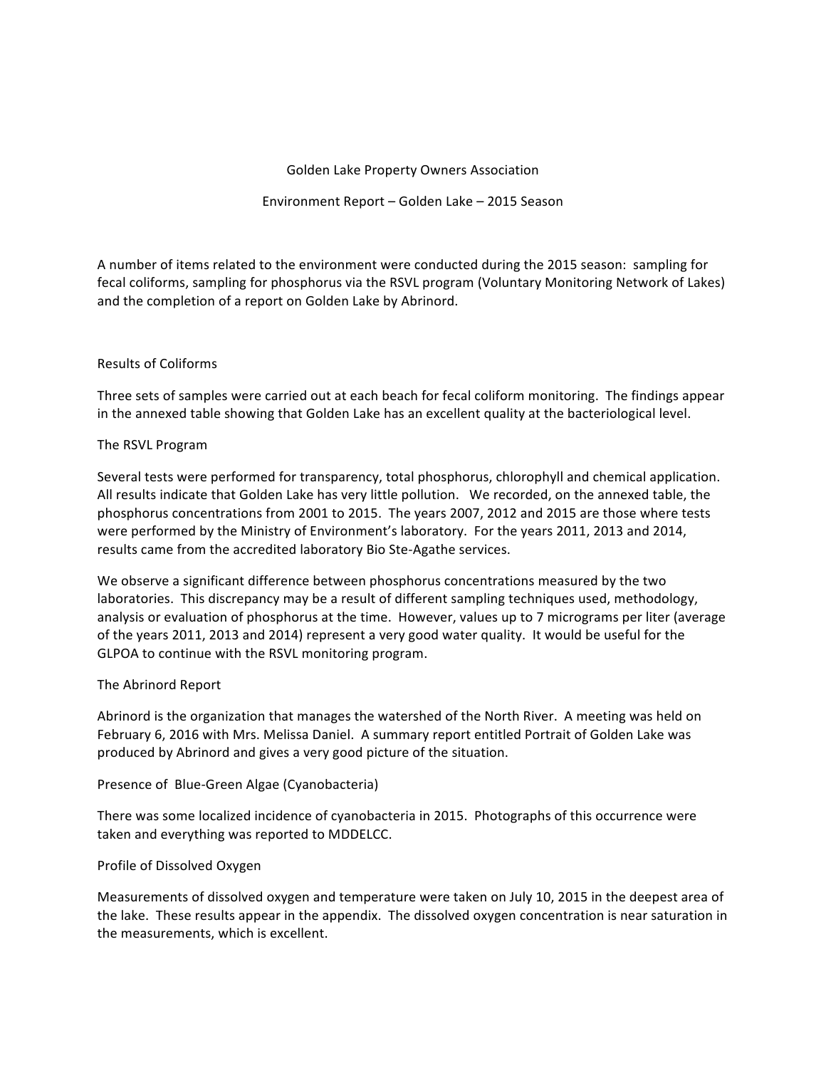# Golden Lake Property Owners Association

## Environment Report – Golden Lake – 2015 Season

A number of items related to the environment were conducted during the 2015 season: sampling for fecal coliforms, sampling for phosphorus via the RSVL program (Voluntary Monitoring Network of Lakes) and the completion of a report on Golden Lake by Abrinord.

### Results of Coliforms

Three sets of samples were carried out at each beach for fecal coliform monitoring. The findings appear in the annexed table showing that Golden Lake has an excellent quality at the bacteriological level.

### The RSVL Program

Several tests were performed for transparency, total phosphorus, chlorophyll and chemical application. All results indicate that Golden Lake has very little pollution. We recorded, on the annexed table, the phosphorus concentrations from 2001 to 2015. The years 2007, 2012 and 2015 are those where tests were performed by the Ministry of Environment's laboratory. For the years 2011, 2013 and 2014, results came from the accredited laboratory Bio Ste-Agathe services.

We observe a significant difference between phosphorus concentrations measured by the two laboratories. This discrepancy may be a result of different sampling techniques used, methodology, analysis or evaluation of phosphorus at the time. However, values up to 7 micrograms per liter (average of the years 2011, 2013 and 2014) represent a very good water quality. It would be useful for the GLPOA to continue with the RSVL monitoring program.

### The Abrinord Report

Abrinord is the organization that manages the watershed of the North River. A meeting was held on February 6, 2016 with Mrs. Melissa Daniel. A summary report entitled Portrait of Golden Lake was produced by Abrinord and gives a very good picture of the situation.

### Presence of Blue-Green Algae (Cyanobacteria)

There was some localized incidence of cyanobacteria in 2015. Photographs of this occurrence were taken and everything was reported to MDDELCC.

### Profile of Dissolved Oxygen

Measurements of dissolved oxygen and temperature were taken on July 10, 2015 in the deepest area of the lake. These results appear in the appendix. The dissolved oxygen concentration is near saturation in the measurements, which is excellent.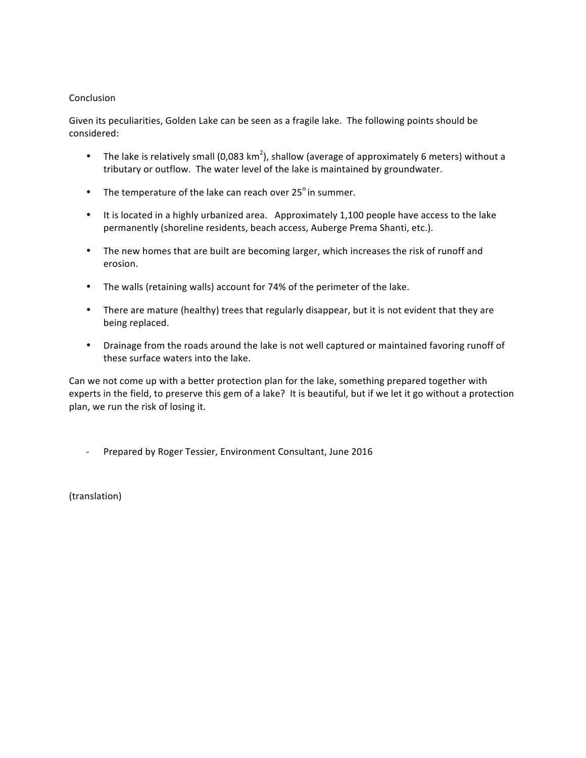## Conclusion

Given its peculiarities, Golden Lake can be seen as a fragile lake. The following points should be considered:

- The lake is relatively small (0,083 $km^2$), shallow (average of approximately 6 meters) without a tributary or outflow. The water level of the lake is maintained by groundwater.
- The temperature of the lake can reach over 25° in summer.
- It is located in a highly urbanized area. Approximately 1,100 people have access to the lake permanently (shoreline residents, beach access, Auberge Prema Shanti, etc.).
- The new homes that are built are becoming larger, which increases the risk of runoff and erosion.
- The walls (retaining walls) account for 74% of the perimeter of the lake.
- There are mature (healthy) trees that regularly disappear, but it is not evident that they are being replaced.
- Drainage from the roads around the lake is not well captured or maintained favoring runoff of these surface waters into the lake.

Can we not come up with a better protection plan for the lake, something prepared together with experts in the field, to preserve this gem of a lake? It is beautiful, but if we let it go without a protection plan, we run the risk of losing it.

- Prepared by Roger Tessier, Environment Consultant, June 2016

(translation)